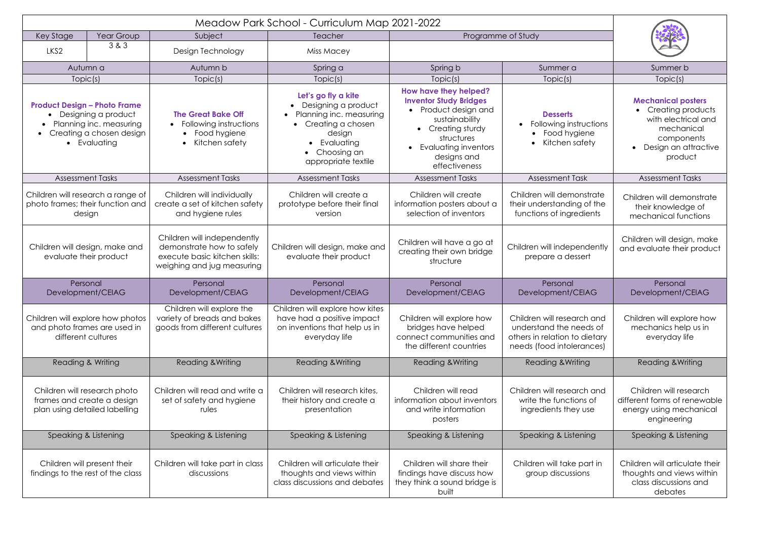# Meadow Park School - Curriculum Map 2021-2022

| Key Stage | Year Group | Subject | Teacher | Programme of Study |
|---|---|---|---|---|
| LKS2 | 3 & 3 | Design Technology | Miss Macey | |

| Autumn a | Autumn b | Spring a | Spring b | Summer a | Summer b |
|---|---|---|---|---|---|
| **Topic(s)** | **Topic(s)** | **Topic(s)** | **Topic(s)** | **Topic(s)** | **Topic(s)** |
| **Product Design – Photo Frame**<br>• Designing a product<br>• Planning inc. measuring<br>• Creating a chosen design<br>• Evaluating | **The Great Bake Off**<br>• Following instructions<br>• Food hygiene<br>• Kitchen safety | **Let's go fly a kite**<br>• Designing a product<br>• Planning inc. measuring<br>• Creating a chosen design<br>• Evaluating<br>• Choosing an appropriate textile | **How have they helped? Inventor Study Bridges**<br>• Product design and sustainability<br>• Creating sturdy structures<br>• Evaluating inventors designs and effectiveness | **Desserts**<br>• Following instructions<br>• Food hygiene<br>• Kitchen safety | **Mechanical posters**<br>• Creating products with electrical and mechanical components<br>• Design an attractive product |
| **Assessment Tasks** | **Assessment Tasks** | **Assessment Tasks** | **Assessment Tasks** | **Assessment Task** | **Assessment Tasks** |
| Children will research a range of photo frames; their function and design | Children will individually create a set of kitchen safety and hygiene rules | Children will create a prototype before their final version | Children will create information posters about a selection of inventors | Children will demonstrate their understanding of the functions of ingredients | Children will demonstrate their knowledge of mechanical functions |
| Children will design, make and evaluate their product | Children will independently demonstrate how to safely execute basic kitchen skills: weighing and jug measuring | Children will design, make and evaluate their product | Children will have a go at creating their own bridge structure | Children will independently prepare a dessert | Children will design, make and evaluate their product |
| **Personal Development/CEIAG** | **Personal Development/CEIAG** | **Personal Development/CEIAG** | **Personal Development/CEIAG** | **Personal Development/CEIAG** | **Personal Development/CEIAG** |
| Children will explore how photos and photo frames are used in different cultures | Children will explore the variety of breads and bakes goods from different cultures | Children will explore how kites have had a positive impact on inventions that help us in everyday life | Children will explore how bridges have helped connect communities and the different countries | Children will research and understand the needs of others in relation to dietary needs (food intolerances) | Children will explore how mechanics help us in everyday life |
| **Reading & Writing** | **Reading &Writing** | **Reading &Writing** | **Reading &Writing** | **Reading &Writing** | **Reading &Writing** |
| Children will research photo frames and create a design plan using detailed labelling | Children will read and write a set of safety and hygiene rules | Children will research kites, their history and create a presentation | Children will read information about inventors and write information posters | Children will research and write the functions of ingredients they use | Children will research different forms of renewable energy using mechanical engineering |
| **Speaking & Listening** | **Speaking & Listening** | **Speaking & Listening** | **Speaking & Listening** | **Speaking & Listening** | **Speaking & Listening** |
| Children will present their findings to the rest of the class | Children will take part in class discussions | Children will articulate their thoughts and views within class discussions and debates | Children will share their findings have discuss how they think a sound bridge is built | Children will take part in group discussions | Children will articulate their thoughts and views within class discussions and debates |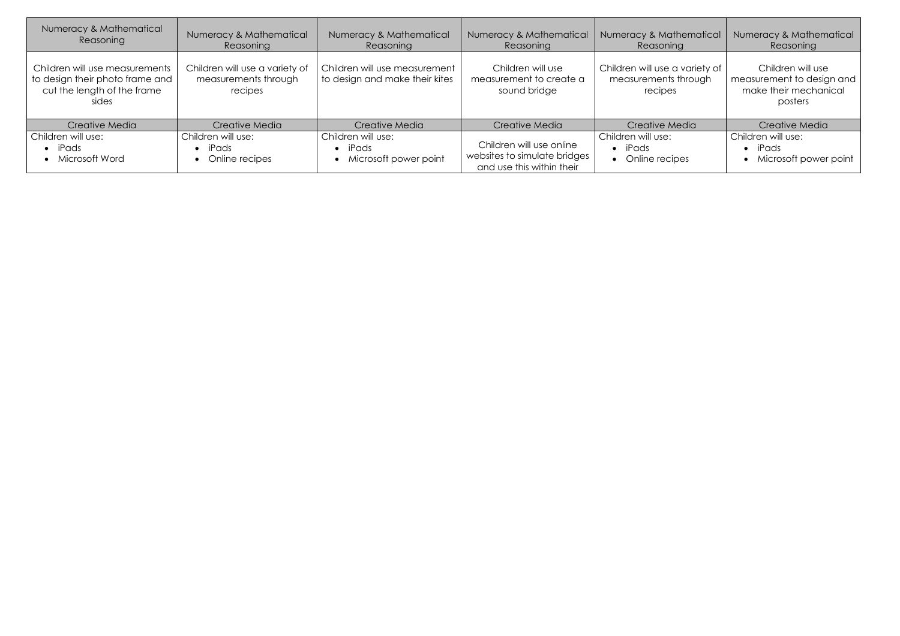| Numeracy & Mathematical Reasoning | Numeracy & Mathematical Reasoning | Numeracy & Mathematical Reasoning | Numeracy & Mathematical Reasoning | Numeracy & Mathematical Reasoning | Numeracy & Mathematical Reasoning |
|---|---|---|---|---|---|
| Children will use measurements to design their photo frame and cut the length of the frame sides | Children will use a variety of measurements through recipes | Children will use measurement to design and make their kites | Children will use measurement to create a sound bridge | Children will use a variety of measurements through recipes | Children will use measurement to design and make their mechanical posters |
| **Creative Media** | **Creative Media** | **Creative Media** | **Creative Media** | **Creative Media** | **Creative Media** |
| Children will use:<br>• iPads<br>• Microsoft Word | Children will use:<br>• iPads<br>• Online recipes | Children will use:<br>• iPads<br>• Microsoft power point | Children will use online websites to simulate bridges and use this within their | Children will use:<br>• iPads<br>• Online recipes | Children will use:<br>• iPads<br>• Microsoft power point |